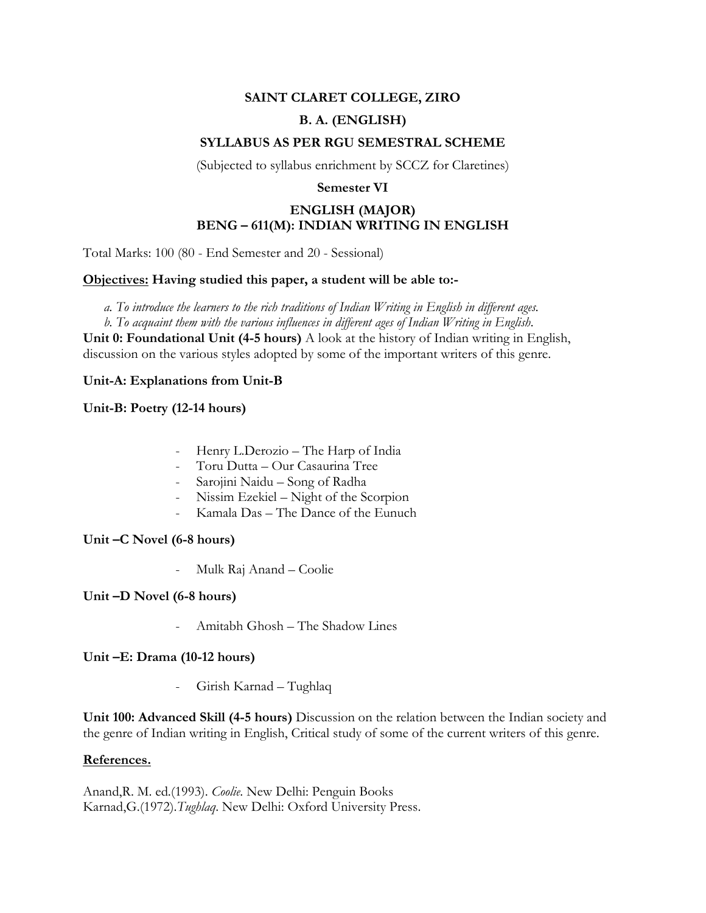**SAINT CLARET COLLEGE, ZIRO**

**B. A. (ENGLISH)**

**SYLLABUS AS PER RGU SEMESTRAL SCHEME**

(Subjected to syllabus enrichment by SCCZ for Claretines)

**Semester VI**

**ENGLISH (MAJOR)**
**BENG – 611(M): INDIAN WRITING IN ENGLISH**

Total Marks: 100 (80 - End Semester and 20 - Sessional)

**Objectives: Having studied this paper, a student will be able to:-**

*a. To introduce the learners to the rich traditions of Indian Writing in English in different ages.*
*b. To acquaint them with the various influences in different ages of Indian Writing in English.*

**Unit 0: Foundational Unit (4-5 hours)** A look at the history of Indian writing in English, discussion on the various styles adopted by some of the important writers of this genre.

**Unit-A: Explanations from Unit-B**

**Unit-B: Poetry (12-14 hours)**

- Henry L.Derozio – The Harp of India
- Toru Dutta – Our Casaurina Tree
- Sarojini Naidu – Song of Radha
- Nissim Ezekiel – Night of the Scorpion
- Kamala Das – The Dance of the Eunuch

**Unit –C Novel (6-8 hours)**

- Mulk Raj Anand – Coolie

**Unit –D Novel (6-8 hours)**

- Amitabh Ghosh – The Shadow Lines

**Unit –E: Drama (10-12 hours)**

- Girish Karnad – Tughlaq

**Unit 100: Advanced Skill (4-5 hours)** Discussion on the relation between the Indian society and the genre of Indian writing in English, Critical study of some of the current writers of this genre.

**References.**

Anand,R. M. ed.(1993). *Coolie*. New Delhi: Penguin Books
Karnad,G.(1972).*Tughlaq*. New Delhi: Oxford University Press.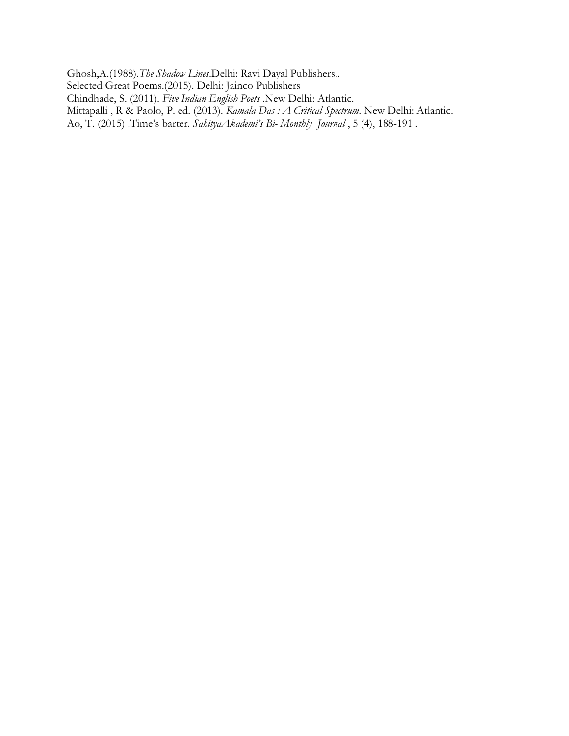Ghosh,A.(1988).*The Shadow Lines*.Delhi: Ravi Dayal Publishers..

Selected Great Poems.(2015). Delhi: Jainco Publishers

Chindhade, S. (2011). *Five Indian English Poets* .New Delhi: Atlantic.

Mittapalli , R & Paolo, P. ed. (2013). *Kamala Das : A Critical Spectrum*. New Delhi: Atlantic.

Ao, T. (2015) .Time's barter. *SahityaAkademi's Bi- Monthly Journal* , 5 (4), 188-191 .